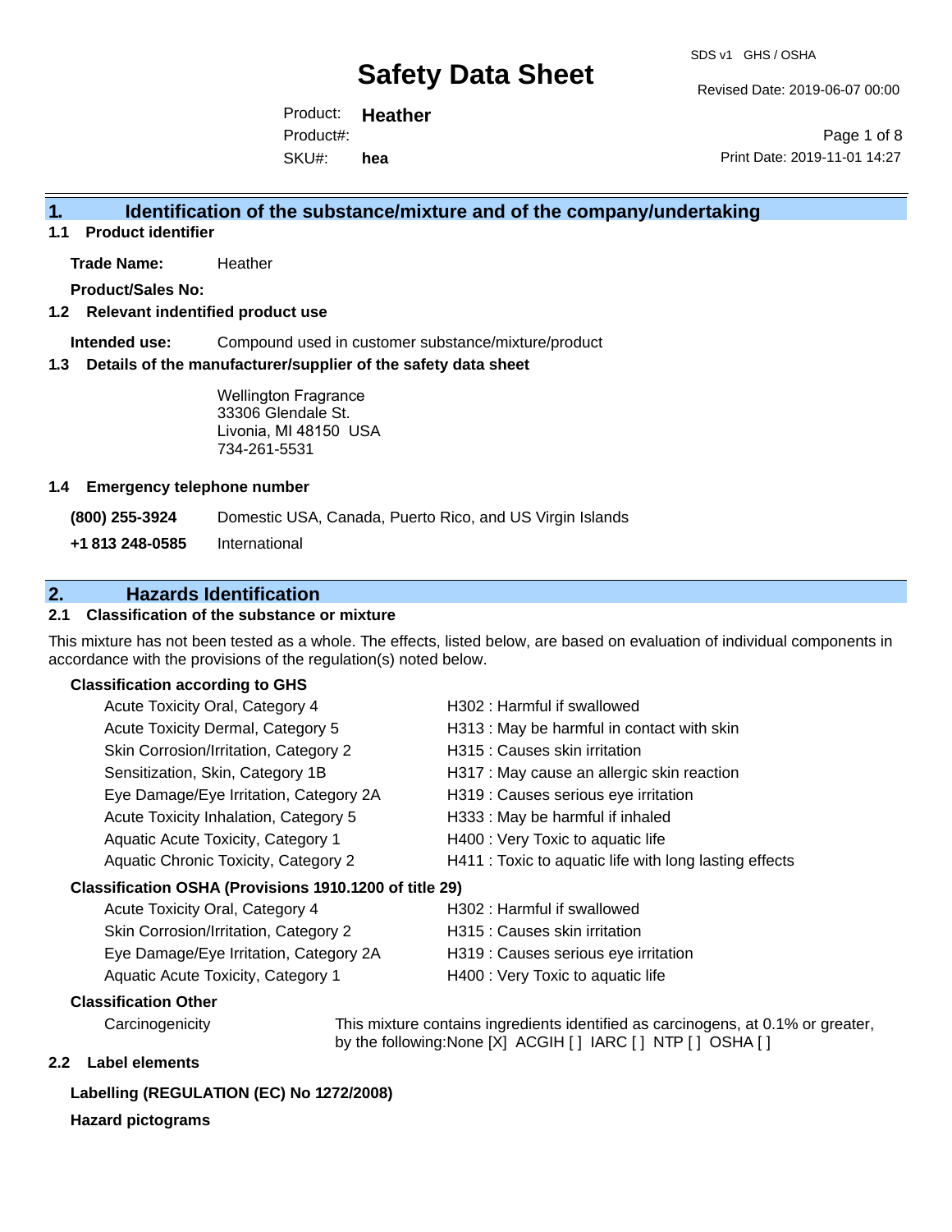# Safety Data Sheet

SDS v1 GHS / OSHA

Revised Date: 2019-06-07 00:00

Product: **Heather**

Product#:

SKU#: **hea**

Print Date: 2019-11-01 14:27

## 1. Identification of the substance/mixture and of the company/undertaking

### 1.1 Product identifier

**Trade Name:** Heather

**Product/Sales No:**

### 1.2 Relevant identified product use

**Intended use:** Compound used in customer substance/mixture/product

### 1.3 Details of the manufacturer/supplier of the safety data sheet

Wellington Fragrance
33306 Glendale St.
Livonia, MI 48150 USA
734-261-5531

### 1.4 Emergency telephone number

**(800) 255-3924** Domestic USA, Canada, Puerto Rico, and US Virgin Islands

**+1 813 248-0585** International

## 2. Hazards Identification

### 2.1 Classification of the substance or mixture

This mixture has not been tested as a whole. The effects, listed below, are based on evaluation of individual components in accordance with the provisions of the regulation(s) noted below.

**Classification according to GHS**

| | |
|---|---|
| Acute Toxicity Oral, Category 4 | H302 : Harmful if swallowed |
| Acute Toxicity Dermal, Category 5 | H313 : May be harmful in contact with skin |
| Skin Corrosion/Irritation, Category 2 | H315 : Causes skin irritation |
| Sensitization, Skin, Category 1B | H317 : May cause an allergic skin reaction |
| Eye Damage/Eye Irritation, Category 2A | H319 : Causes serious eye irritation |
| Acute Toxicity Inhalation, Category 5 | H333 : May be harmful if inhaled |
| Aquatic Acute Toxicity, Category 1 | H400 : Very Toxic to aquatic life |
| Aquatic Chronic Toxicity, Category 2 | H411 : Toxic to aquatic life with long lasting effects |

**Classification OSHA (Provisions 1910.1200 of title 29)**

| | |
|---|---|
| Acute Toxicity Oral, Category 4 | H302 : Harmful if swallowed |
| Skin Corrosion/Irritation, Category 2 | H315 : Causes skin irritation |
| Eye Damage/Eye Irritation, Category 2A | H319 : Causes serious eye irritation |
| Aquatic Acute Toxicity, Category 1 | H400 : Very Toxic to aquatic life |

**Classification Other**

Carcinogenicity — This mixture contains ingredients identified as carcinogens, at 0.1% or greater, by the following:None [X] ACGIH [ ] IARC [ ] NTP [ ] OSHA [ ]

### 2.2 Label elements

**Labelling (REGULATION (EC) No 1272/2008)**

**Hazard pictograms**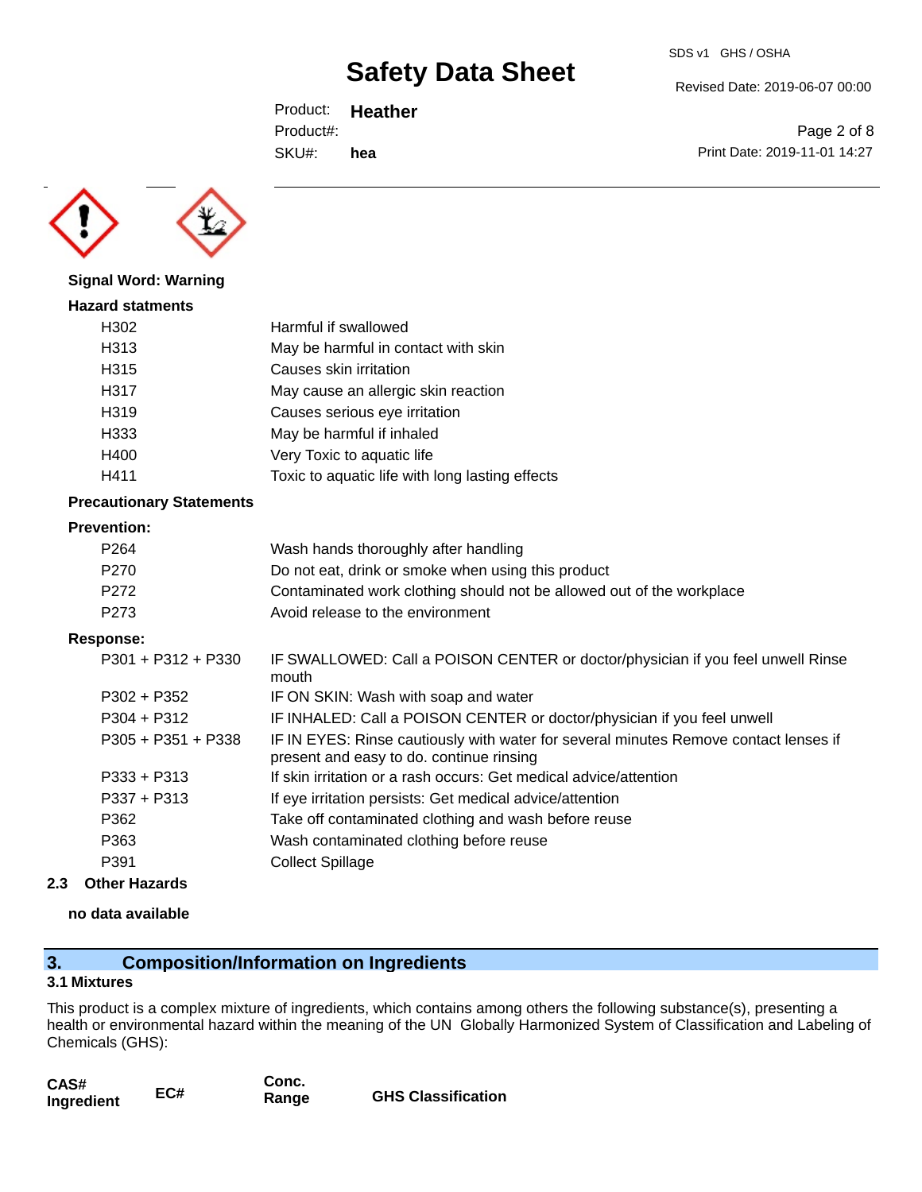**Signal Word: Warning**

**Hazard statments**

| | |
|---|---|
| H302 | Harmful if swallowed |
| H313 | May be harmful in contact with skin |
| H315 | Causes skin irritation |
| H317 | May cause an allergic skin reaction |
| H319 | Causes serious eye irritation |
| H333 | May be harmful if inhaled |
| H400 | Very Toxic to aquatic life |
| H411 | Toxic to aquatic life with long lasting effects |

**Precautionary Statements**

**Prevention:**

| | |
|---|---|
| P264 | Wash hands thoroughly after handling |
| P270 | Do not eat, drink or smoke when using this product |
| P272 | Contaminated work clothing should not be allowed out of the workplace |
| P273 | Avoid release to the environment |

**Response:**

| | |
|---|---|
| P301 + P312 + P330 | IF SWALLOWED: Call a POISON CENTER or doctor/physician if you feel unwell Rinse mouth |
| P302 + P352 | IF ON SKIN: Wash with soap and water |
| P304 + P312 | IF INHALED: Call a POISON CENTER or doctor/physician if you feel unwell |
| P305 + P351 + P338 | IF IN EYES: Rinse cautiously with water for several minutes Remove contact lenses if present and easy to do. continue rinsing |
| P333 + P313 | If skin irritation or a rash occurs: Get medical advice/attention |
| P337 + P313 | If eye irritation persists: Get medical advice/attention |
| P362 | Take off contaminated clothing and wash before reuse |
| P363 | Wash contaminated clothing before reuse |
| P391 | Collect Spillage |

### 2.3 Other Hazards

**no data available**

## 3. Composition/Information on Ingredients

### 3.1 Mixtures

This product is a complex mixture of ingredients, which contains among others the following substance(s), presenting a health or environmental hazard within the meaning of the UN Globally Harmonized System of Classification and Labeling of Chemicals (GHS):

| CAS# Ingredient | EC# | Conc. Range | GHS Classification |
|---|---|---|---|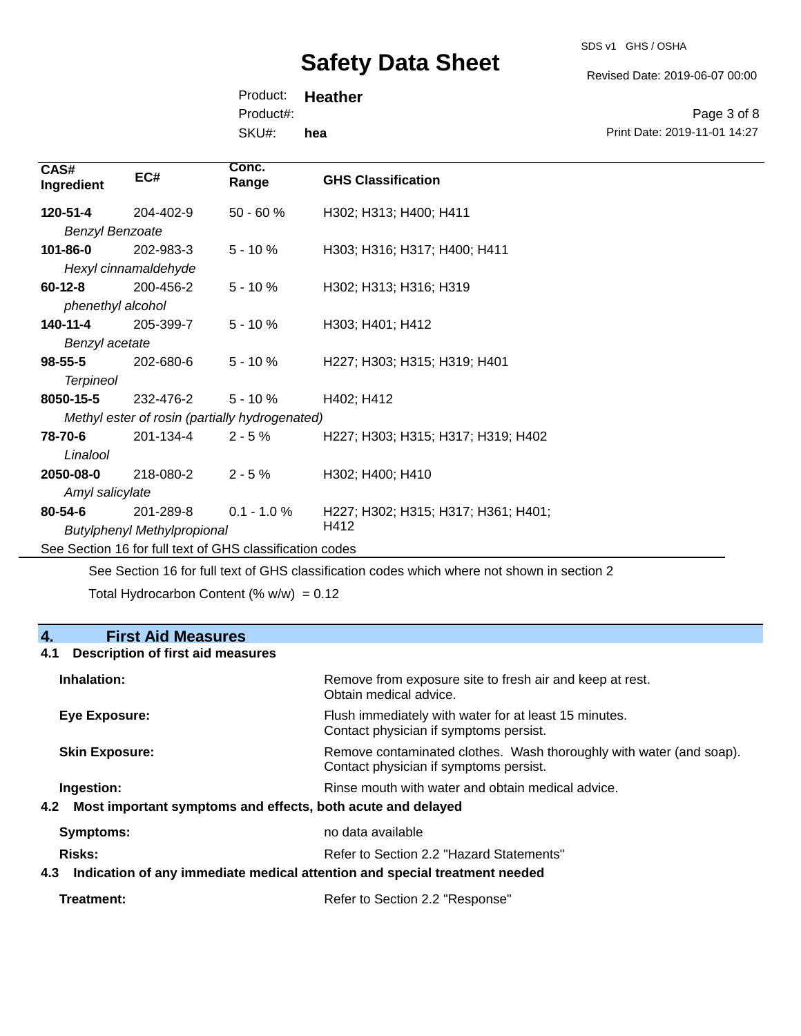| CAS# Ingredient | EC# | Conc. Range | GHS Classification |
|---|---|---|---|
| **120-51-4** *Benzyl Benzoate* | 204-402-9 | 50 - 60 % | H302; H313; H400; H411 |
| **101-86-0** *Hexyl cinnamaldehyde* | 202-983-3 | 5 - 10 % | H303; H316; H317; H400; H411 |
| **60-12-8** *phenethyl alcohol* | 200-456-2 | 5 - 10 % | H302; H313; H316; H319 |
| **140-11-4** *Benzyl acetate* | 205-399-7 | 5 - 10 % | H303; H401; H412 |
| **98-55-5** *Terpineol* | 202-680-6 | 5 - 10 % | H227; H303; H315; H319; H401 |
| **8050-15-5** *Methyl ester of rosin (partially hydrogenated)* | 232-476-2 | 5 - 10 % | H402; H412 |
| **78-70-6** *Linalool* | 201-134-4 | 2 - 5 % | H227; H303; H315; H317; H319; H402 |
| **2050-08-0** *Amyl salicylate* | 218-080-2 | 2 - 5 % | H302; H400; H410 |
| **80-54-6** *Butylphenyl Methylpropional* | 201-289-8 | 0.1 - 1.0 % | H227; H302; H315; H317; H361; H401; H412 |

See Section 16 for full text of GHS classification codes

See Section 16 for full text of GHS classification codes which where not shown in section 2

Total Hydrocarbon Content (% w/w) = 0.12

## 4. First Aid Measures

### 4.1 Description of first aid measures

**Inhalation:** Remove from exposure site to fresh air and keep at rest. Obtain medical advice.

**Eye Exposure:** Flush immediately with water for at least 15 minutes. Contact physician if symptoms persist.

**Skin Exposure:** Remove contaminated clothes. Wash thoroughly with water (and soap). Contact physician if symptoms persist.

**Ingestion:** Rinse mouth with water and obtain medical advice.

### 4.2 Most important symptoms and effects, both acute and delayed

**Symptoms:** no data available

**Risks:** Refer to Section 2.2 "Hazard Statements"

### 4.3 Indication of any immediate medical attention and special treatment needed

**Treatment:** Refer to Section 2.2 "Response"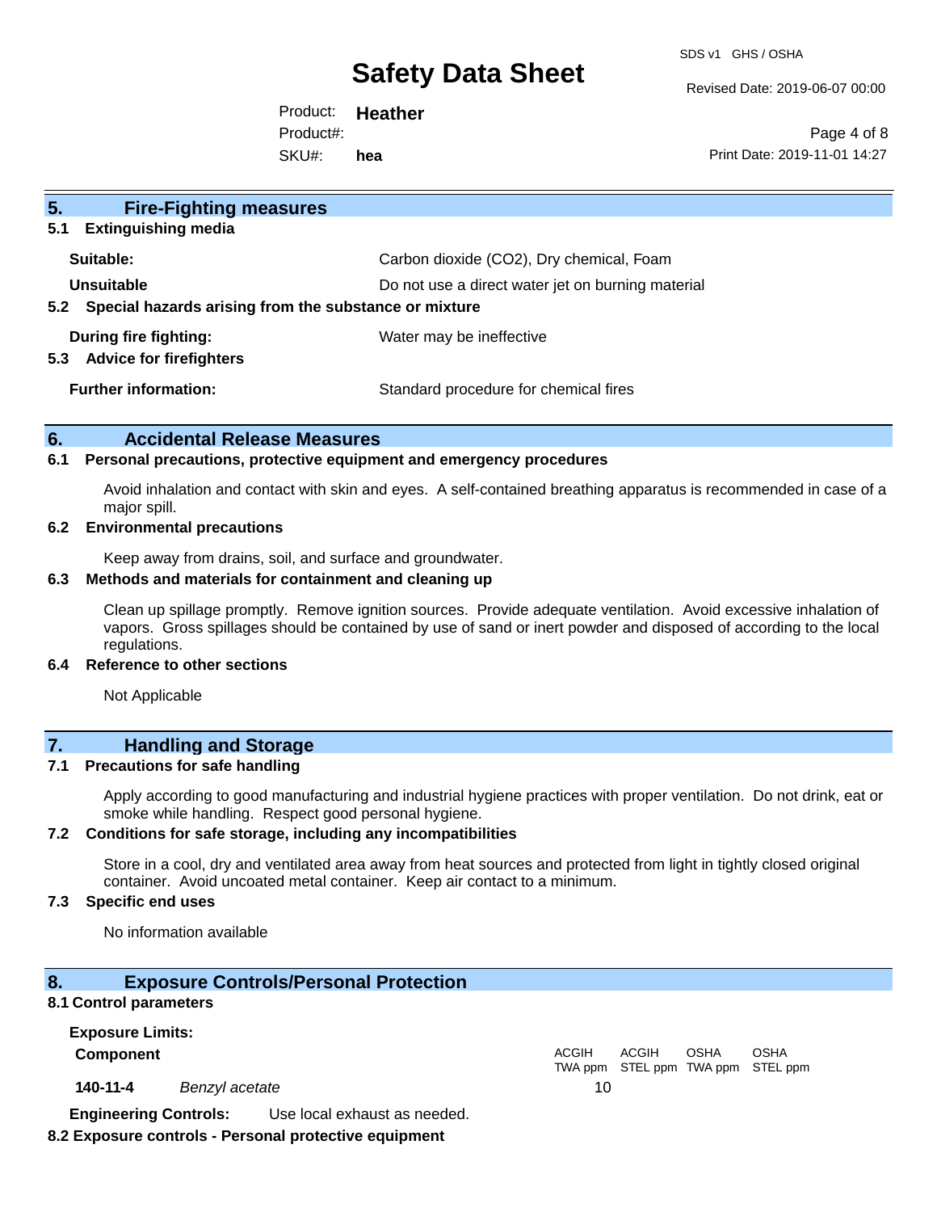## 5. Fire-Fighting measures

### 5.1 Extinguishing media

**Suitable:** Carbon dioxide ($CO_2$), Dry chemical, Foam

**Unsuitable** Do not use a direct water jet on burning material

### 5.2 Special hazards arising from the substance or mixture

**During fire fighting:** Water may be ineffective

### 5.3 Advice for firefighters

**Further information:** Standard procedure for chemical fires

## 6. Accidental Release Measures

### 6.1 Personal precautions, protective equipment and emergency procedures

Avoid inhalation and contact with skin and eyes. A self-contained breathing apparatus is recommended in case of a major spill.

### 6.2 Environmental precautions

Keep away from drains, soil, and surface and groundwater.

### 6.3 Methods and materials for containment and cleaning up

Clean up spillage promptly. Remove ignition sources. Provide adequate ventilation. Avoid excessive inhalation of vapors. Gross spillages should be contained by use of sand or inert powder and disposed of according to the local regulations.

### 6.4 Reference to other sections

Not Applicable

## 7. Handling and Storage

### 7.1 Precautions for safe handling

Apply according to good manufacturing and industrial hygiene practices with proper ventilation. Do not drink, eat or smoke while handling. Respect good personal hygiene.

### 7.2 Conditions for safe storage, including any incompatibilities

Store in a cool, dry and ventilated area away from heat sources and protected from light in tightly closed original container. Avoid uncoated metal container. Keep air contact to a minimum.

### 7.3 Specific end uses

No information available

## 8. Exposure Controls/Personal Protection

### 8.1 Control parameters

**Exposure Limits:**

| Component | | ACGIH TWA ppm | ACGIH STEL ppm | OSHA TWA ppm | OSHA STEL ppm |
|---|---|---|---|---|---|
| 140-11-4 | *Benzyl acetate* | 10 | | | |

**Engineering Controls:** Use local exhaust as needed.

### 8.2 Exposure controls - Personal protective equipment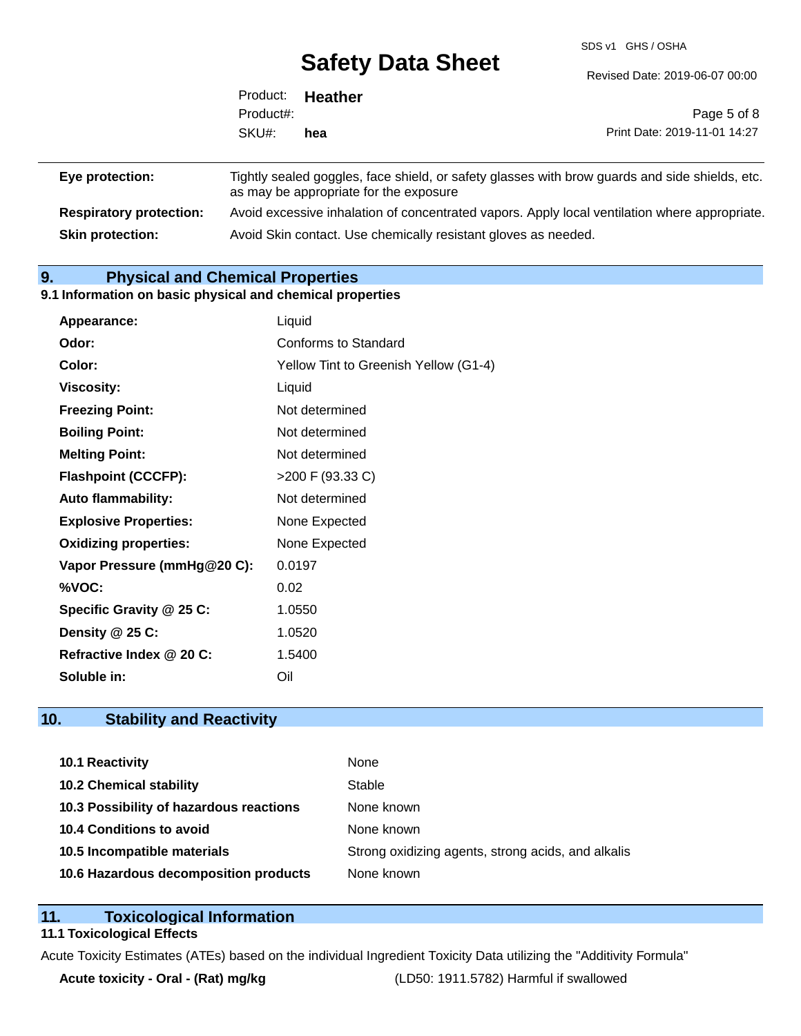| | |
|---|---|
| **Eye protection:** | Tightly sealed goggles, face shield, or safety glasses with brow guards and side shields, etc. as may be appropriate for the exposure |
| **Respiratory protection:** | Avoid excessive inhalation of concentrated vapors. Apply local ventilation where appropriate. |
| **Skin protection:** | Avoid Skin contact. Use chemically resistant gloves as needed. |

## 9. Physical and Chemical Properties

### 9.1 Information on basic physical and chemical properties

| | |
|---|---|
| **Appearance:** | Liquid |
| **Odor:** | Conforms to Standard |
| **Color:** | Yellow Tint to Greenish Yellow (G1-4) |
| **Viscosity:** | Liquid |
| **Freezing Point:** | Not determined |
| **Boiling Point:** | Not determined |
| **Melting Point:** | Not determined |
| **Flashpoint (CCCFP):** | >200 F (93.33 C) |
| **Auto flammability:** | Not determined |
| **Explosive Properties:** | None Expected |
| **Oxidizing properties:** | None Expected |
| **Vapor Pressure (mmHg@20 C):** | 0.0197 |
| **%VOC:** | 0.02 |
| **Specific Gravity @ 25 C:** | 1.0550 |
| **Density @ 25 C:** | 1.0520 |
| **Refractive Index @ 20 C:** | 1.5400 |
| **Soluble in:** | Oil |

## 10. Stability and Reactivity

| | |
|---|---|
| **10.1 Reactivity** | None |
| **10.2 Chemical stability** | Stable |
| **10.3 Possibility of hazardous reactions** | None known |
| **10.4 Conditions to avoid** | None known |
| **10.5 Incompatible materials** | Strong oxidizing agents, strong acids, and alkalis |
| **10.6 Hazardous decomposition products** | None known |

## 11. Toxicological Information

### 11.1 Toxicological Effects

Acute Toxicity Estimates (ATEs) based on the individual Ingredient Toxicity Data utilizing the "Additivity Formula"

| | |
|---|---|
| **Acute toxicity - Oral - (Rat) mg/kg** | (LD50: 1911.5782) Harmful if swallowed |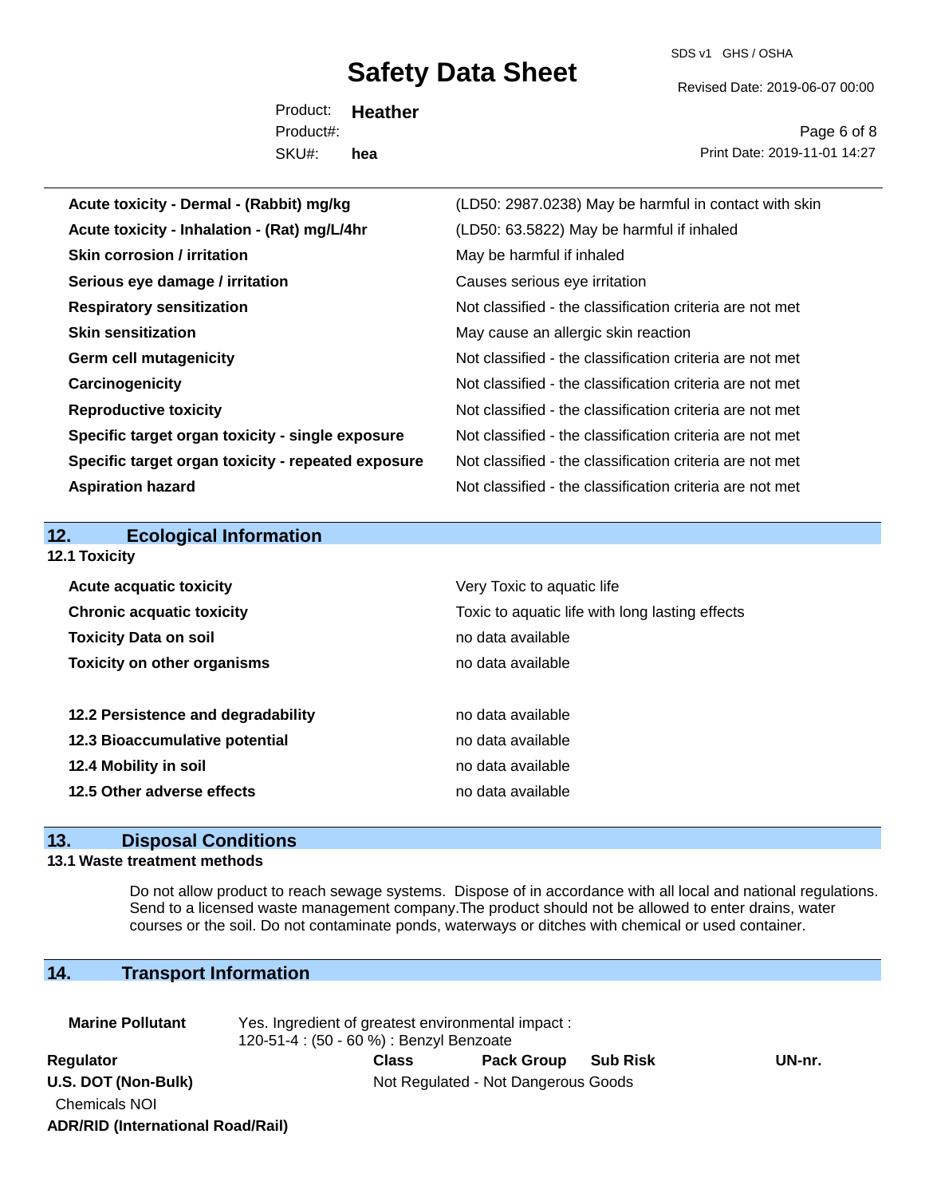| | |
|---|---|
| **Acute toxicity - Dermal - (Rabbit) mg/kg** | (LD50: 2987.0238) May be harmful in contact with skin |
| **Acute toxicity - Inhalation - (Rat) mg/L/4hr** | (LD50: 63.5822) May be harmful if inhaled |
| **Skin corrosion / irritation** | May be harmful if inhaled |
| **Serious eye damage / irritation** | Causes serious eye irritation |
| **Respiratory sensitization** | Not classified - the classification criteria are not met |
| **Skin sensitization** | May cause an allergic skin reaction |
| **Germ cell mutagenicity** | Not classified - the classification criteria are not met |
| **Carcinogenicity** | Not classified - the classification criteria are not met |
| **Reproductive toxicity** | Not classified - the classification criteria are not met |
| **Specific target organ toxicity - single exposure** | Not classified - the classification criteria are not met |
| **Specific target organ toxicity - repeated exposure** | Not classified - the classification criteria are not met |
| **Aspiration hazard** | Not classified - the classification criteria are not met |

## 12. Ecological Information

**12.1 Toxicity**

| | |
|---|---|
| **Acute acquatic toxicity** | Very Toxic to aquatic life |
| **Chronic acquatic toxicity** | Toxic to aquatic life with long lasting effects |
| **Toxicity Data on soil** | no data available |
| **Toxicity on other organisms** | no data available |

| | |
|---|---|
| **12.2 Persistence and degradability** | no data available |
| **12.3 Bioaccumulative potential** | no data available |
| **12.4 Mobility in soil** | no data available |
| **12.5 Other adverse effects** | no data available |

## 13. Disposal Conditions

**13.1 Waste treatment methods**

Do not allow product to reach sewage systems. Dispose of in accordance with all local and national regulations. Send to a licensed waste management company.The product should not be allowed to enter drains, water courses or the soil. Do not contaminate ponds, waterways or ditches with chemical or used container.

## 14. Transport Information

**Marine Pollutant** Yes. Ingredient of greatest environmental impact : 120-51-4 : (50 - 60 %) : Benzyl Benzoate

| Regulator | Class | Pack Group | Sub Risk | UN-nr. |
|---|---|---|---|---|
| **U.S. DOT (Non-Bulk)** | Not Regulated - Not Dangerous Goods | | | |
| Chemicals NOI | | | | |
| **ADR/RID (International Road/Rail)** | | | | |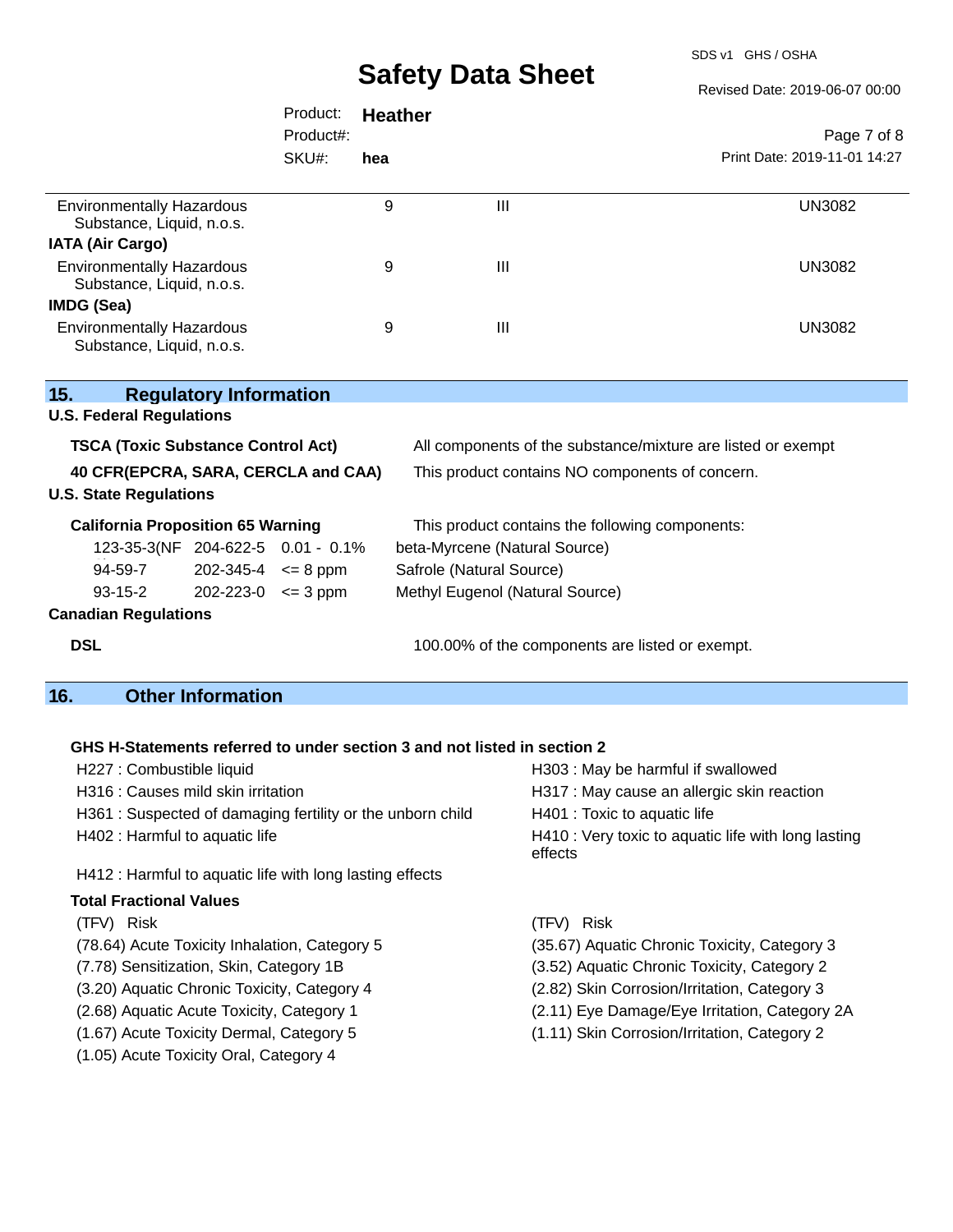| | | | |
|---|---|---|---|
| Environmentally Hazardous Substance, Liquid, n.o.s. | 9 | III | UN3082 |
| **IATA (Air Cargo)** | | | |
| Environmentally Hazardous Substance, Liquid, n.o.s. | 9 | III | UN3082 |
| **IMDG (Sea)** | | | |
| Environmentally Hazardous Substance, Liquid, n.o.s. | 9 | III | UN3082 |

## 15. Regulatory Information

**U.S. Federal Regulations**

**TSCA (Toxic Substance Control Act)** — All components of the substance/mixture are listed or exempt

**40 CFR(EPCRA, SARA, CERCLA and CAA)** — This product contains NO components of concern.

**U.S. State Regulations**

**California Proposition 65 Warning** — This product contains the following components:

| | | | |
|---|---|---|---|
| 123-35-3(NF | 204-622-5 | 0.01 - 0.1% | beta-Myrcene (Natural Source) |
| 94-59-7 | 202-345-4 | <= 8 ppm | Safrole (Natural Source) |
| 93-15-2 | 202-223-0 | <= 3 ppm | Methyl Eugenol (Natural Source) |

**Canadian Regulations**

**DSL** — 100.00% of the components are listed or exempt.

## 16. Other Information

**GHS H-Statements referred to under section 3 and not listed in section 2**

- H227 : Combustible liquid
- H303 : May be harmful if swallowed
- H316 : Causes mild skin irritation
- H317 : May cause an allergic skin reaction
- H361 : Suspected of damaging fertility or the unborn child
- H401 : Toxic to aquatic life
- H402 : Harmful to aquatic life
- H410 : Very toxic to aquatic life with long lasting effects
- H412 : Harmful to aquatic life with long lasting effects

**Total Fractional Values**

| (TFV) Risk | (TFV) Risk |
|---|---|
| (78.64) Acute Toxicity Inhalation, Category 5 | (35.67) Aquatic Chronic Toxicity, Category 3 |
| (7.78) Sensitization, Skin, Category 1B | (3.52) Aquatic Chronic Toxicity, Category 2 |
| (3.20) Aquatic Chronic Toxicity, Category 4 | (2.82) Skin Corrosion/Irritation, Category 3 |
| (2.68) Aquatic Acute Toxicity, Category 1 | (2.11) Eye Damage/Eye Irritation, Category 2A |
| (1.67) Acute Toxicity Dermal, Category 5 | (1.11) Skin Corrosion/Irritation, Category 2 |
| (1.05) Acute Toxicity Oral, Category 4 | |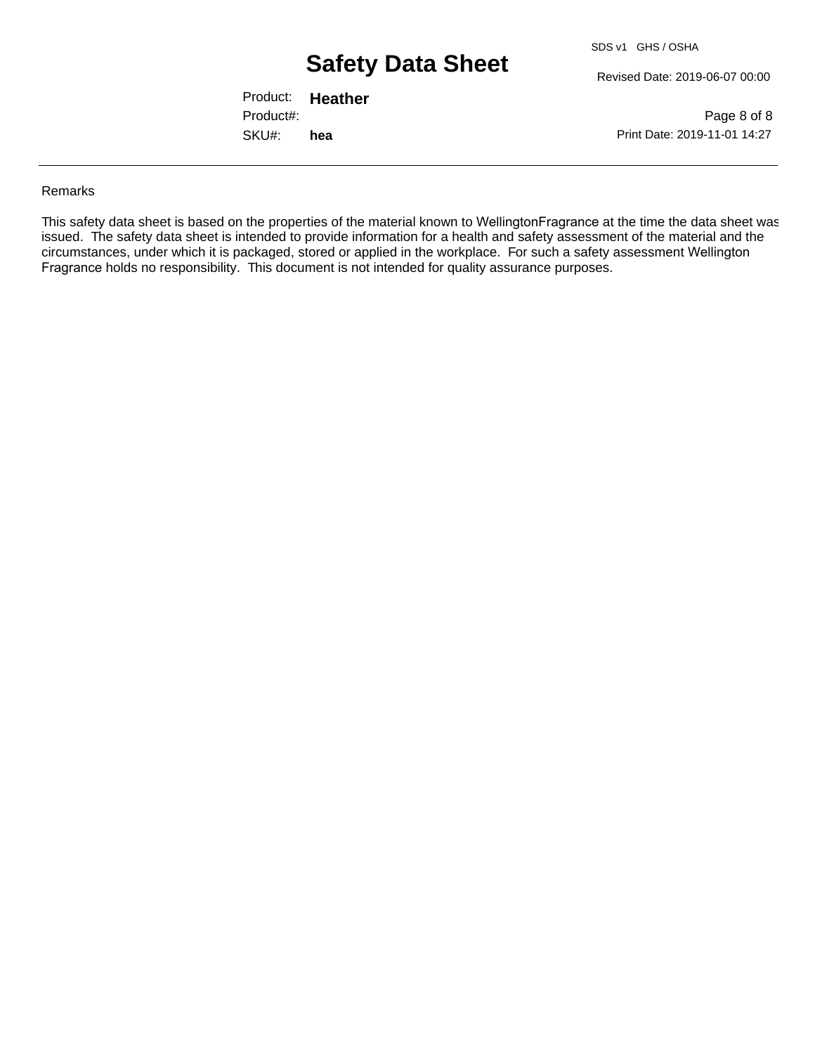## Remarks

This safety data sheet is based on the properties of the material known to WellingtonFragrance at the time the data sheet was issued. The safety data sheet is intended to provide information for a health and safety assessment of the material and the circumstances, under which it is packaged, stored or applied in the workplace. For such a safety assessment Wellington Fragrance holds no responsibility. This document is not intended for quality assurance purposes.